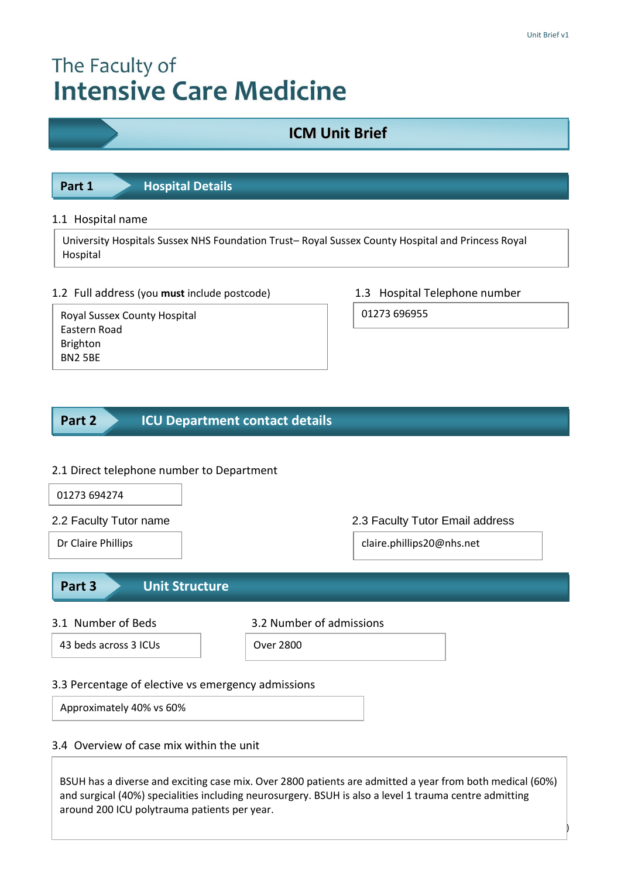# The Faculty of Intensive Care Medicine

## ICM Unit Brief

## Part 1 Hospital Details

**1.1 Hospital name**

University Hospitals Sussex NHS Foundation Trust– Royal Sussex County Hospital and Princess Royal Hospital

**1.2 Full address** (you **must** include postcode)

Royal Sussex County Hospital
Eastern Road
Brighton
BN2 5BE

**1.3 Hospital Telephone number**

01273 696955

## Part 2 ICU Department contact details

**2.1 Direct telephone number to Department**

01273 694274

**2.2 Faculty Tutor name**

Dr Claire Phillips

**2.3 Faculty Tutor Email address**

claire.phillips20@nhs.net

## Part 3 Unit Structure

**3.1 Number of Beds**

43 beds across 3 ICUs

**3.2 Number of admissions**

Over 2800

**3.3 Percentage of elective vs emergency admissions**

Approximately 40% vs 60%

**3.4 Overview of case mix within the unit**

BSUH has a diverse and exciting case mix. Over 2800 patients are admitted a year from both medical (60%) and surgical (40%) specialities including neurosurgery. BSUH is also a level 1 trauma centre admitting around 200 ICU polytrauma patients per year.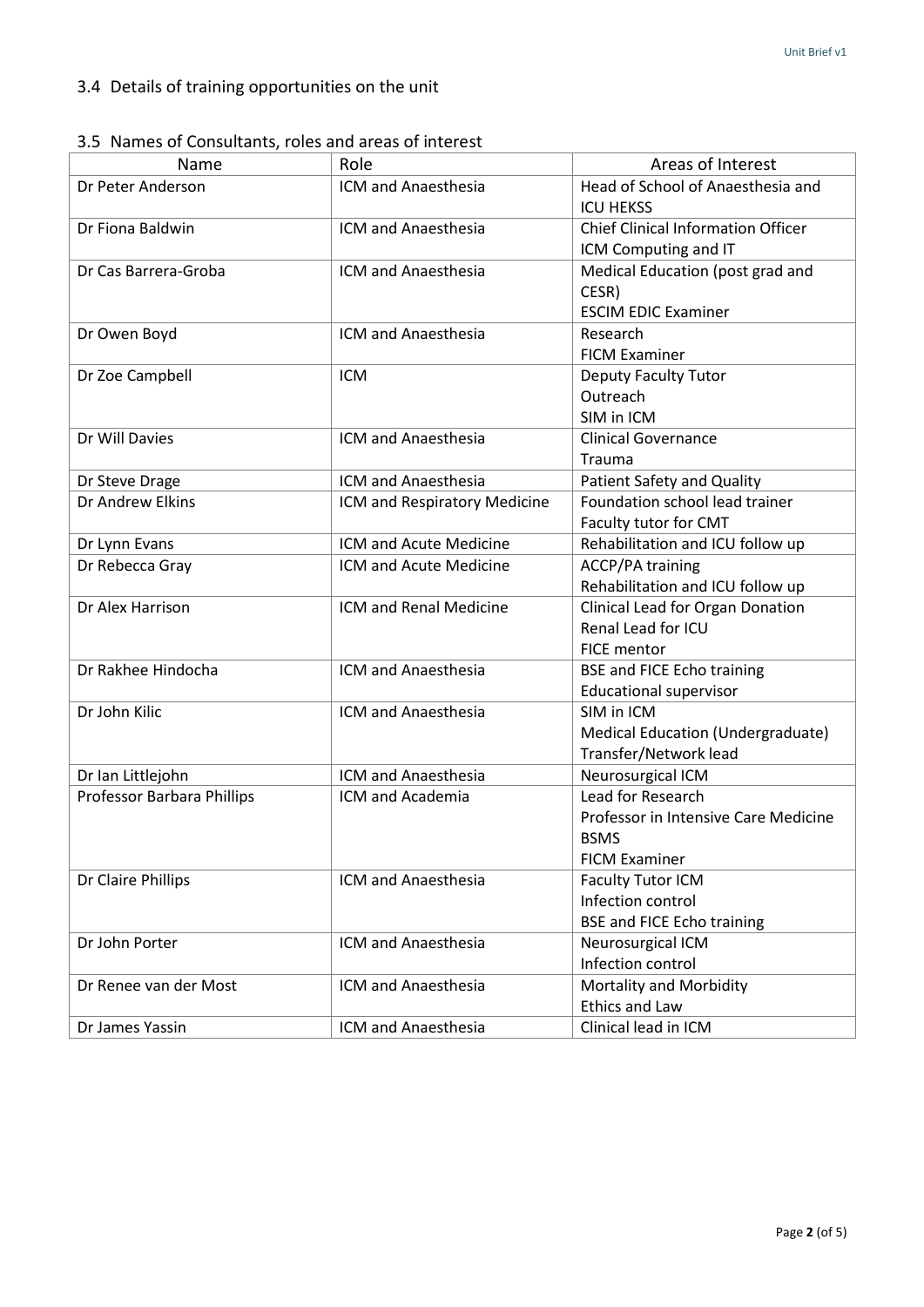## 3.4 Details of training opportunities on the unit

## 3.5 Names of Consultants, roles and areas of interest

| Name | Role | Areas of Interest |
|---|---|---|
| Dr Peter Anderson | ICM and Anaesthesia | Head of School of Anaesthesia and ICU HEKSS |
| Dr Fiona Baldwin | ICM and Anaesthesia | Chief Clinical Information Officer<br>ICM Computing and IT |
| Dr Cas Barrera-Groba | ICM and Anaesthesia | Medical Education (post grad and CESR)<br>ESCIM EDIC Examiner |
| Dr Owen Boyd | ICM and Anaesthesia | Research<br>FICM Examiner |
| Dr Zoe Campbell | ICM | Deputy Faculty Tutor<br>Outreach<br>SIM in ICM |
| Dr Will Davies | ICM and Anaesthesia | Clinical Governance<br>Trauma |
| Dr Steve Drage | ICM and Anaesthesia | Patient Safety and Quality |
| Dr Andrew Elkins | ICM and Respiratory Medicine | Foundation school lead trainer<br>Faculty tutor for CMT |
| Dr Lynn Evans | ICM and Acute Medicine | Rehabilitation and ICU follow up |
| Dr Rebecca Gray | ICM and Acute Medicine | ACCP/PA training<br>Rehabilitation and ICU follow up |
| Dr Alex Harrison | ICM and Renal Medicine | Clinical Lead for Organ Donation<br>Renal Lead for ICU<br>FICE mentor |
| Dr Rakhee Hindocha | ICM and Anaesthesia | BSE and FICE Echo training<br>Educational supervisor |
| Dr John Kilic | ICM and Anaesthesia | SIM in ICM<br>Medical Education (Undergraduate)<br>Transfer/Network lead |
| Dr Ian Littlejohn | ICM and Anaesthesia | Neurosurgical ICM |
| Professor Barbara Phillips | ICM and Academia | Lead for Research<br>Professor in Intensive Care Medicine BSMS<br>FICM Examiner |
| Dr Claire Phillips | ICM and Anaesthesia | Faculty Tutor ICM<br>Infection control<br>BSE and FICE Echo training |
| Dr John Porter | ICM and Anaesthesia | Neurosurgical ICM<br>Infection control |
| Dr Renee van der Most | ICM and Anaesthesia | Mortality and Morbidity<br>Ethics and Law |
| Dr James Yassin | ICM and Anaesthesia | Clinical lead in ICM |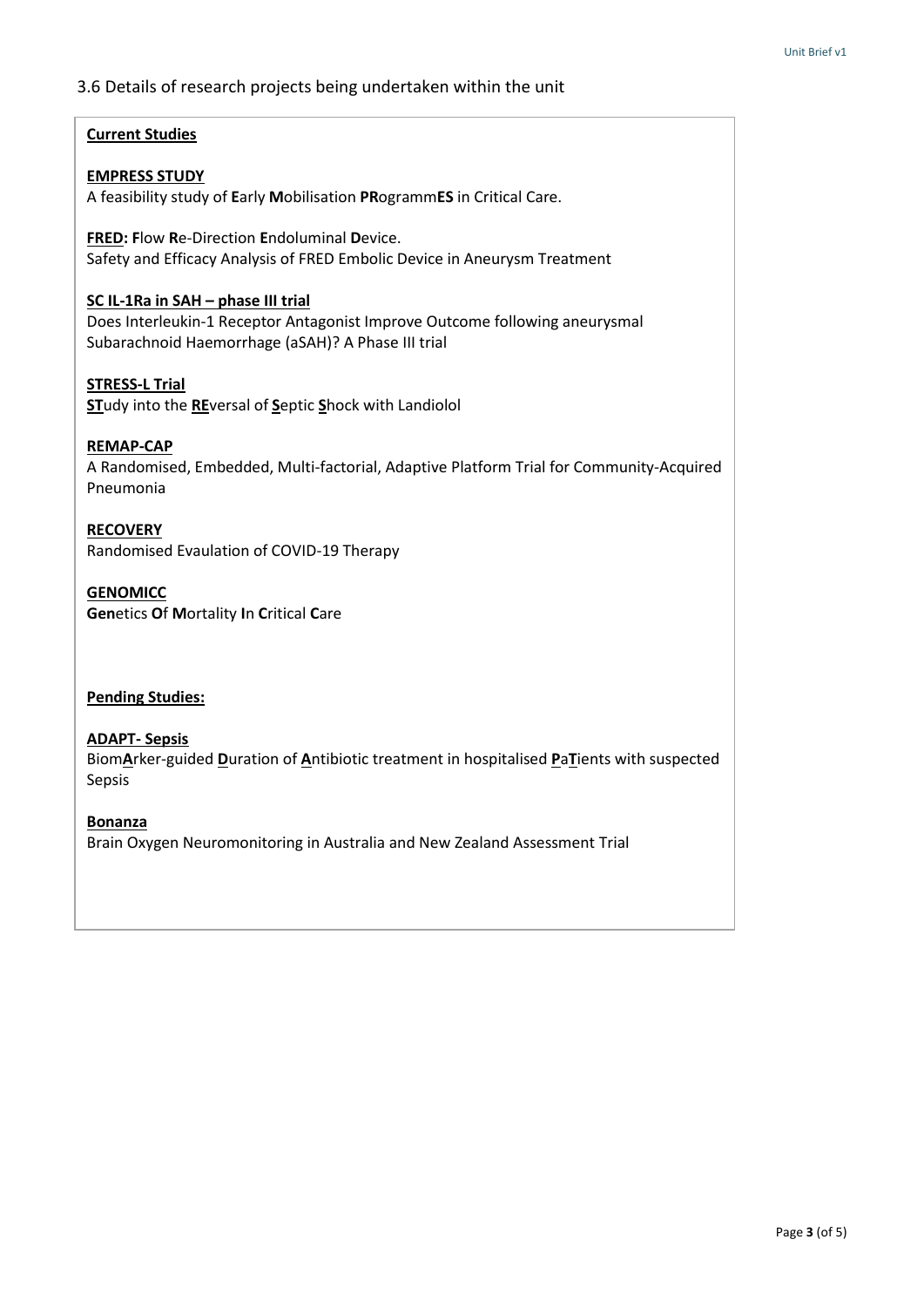## 3.6 Details of research projects being undertaken within the unit

**Current Studies**

**EMPRESS STUDY**
A feasibility study of **E**arly **M**obilisation **PR**ogramm**ES** in Critical Care.

**FRED: F**low **R**e-Direction **E**ndoluminal **D**evice.
Safety and Efficacy Analysis of FRED Embolic Device in Aneurysm Treatment

**SC IL-1Ra in SAH – phase III trial**
Does Interleukin-1 Receptor Antagonist Improve Outcome following aneurysmal Subarachnoid Haemorrhage (aSAH)? A Phase III trial

**STRESS-L Trial**
**ST**udy into the **RE**versal of **S**eptic **S**hock with Landiolol

**REMAP-CAP**
A Randomised, Embedded, Multi-factorial, Adaptive Platform Trial for Community-Acquired Pneumonia

**RECOVERY**
Randomised Evaluation of COVID-19 Therapy

**GENOMICC**
**Gen**etics **O**f **M**ortality **I**n **C**ritical **C**are

**Pending Studies:**

**ADAPT- Sepsis**
Biom**A**rker-guided **D**uration of **A**ntibiotic treatment in hospitalised **P**a**T**ients with suspected Sepsis

**Bonanza**
Brain Oxygen Neuromonitoring in Australia and New Zealand Assessment Trial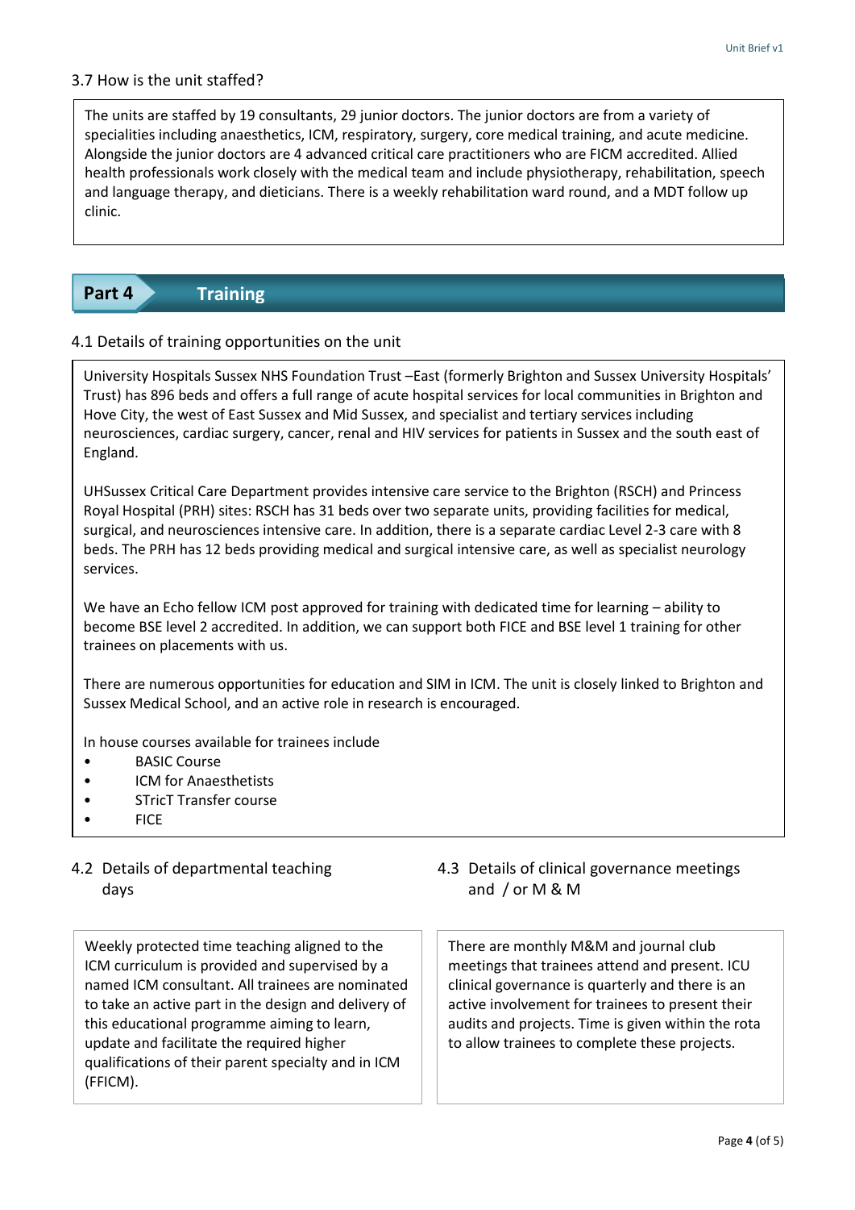### 3.7 How is the unit staffed?

The units are staffed by 19 consultants, 29 junior doctors. The junior doctors are from a variety of specialities including anaesthetics, ICM, respiratory, surgery, core medical training, and acute medicine. Alongside the junior doctors are 4 advanced critical care practitioners who are FICM accredited. Allied health professionals work closely with the medical team and include physiotherapy, rehabilitation, speech and language therapy, and dieticians. There is a weekly rehabilitation ward round, and a MDT follow up clinic.

## Part 4 Training

### 4.1 Details of training opportunities on the unit

University Hospitals Sussex NHS Foundation Trust –East (formerly Brighton and Sussex University Hospitals' Trust) has 896 beds and offers a full range of acute hospital services for local communities in Brighton and Hove City, the west of East Sussex and Mid Sussex, and specialist and tertiary services including neurosciences, cardiac surgery, cancer, renal and HIV services for patients in Sussex and the south east of England.

UHSussex Critical Care Department provides intensive care service to the Brighton (RSCH) and Princess Royal Hospital (PRH) sites: RSCH has 31 beds over two separate units, providing facilities for medical, surgical, and neurosciences intensive care. In addition, there is a separate cardiac Level 2-3 care with 8 beds. The PRH has 12 beds providing medical and surgical intensive care, as well as specialist neurology services.

We have an Echo fellow ICM post approved for training with dedicated time for learning – ability to become BSE level 2 accredited. In addition, we can support both FICE and BSE level 1 training for other trainees on placements with us.

There are numerous opportunities for education and SIM in ICM. The unit is closely linked to Brighton and Sussex Medical School, and an active role in research is encouraged.

In house courses available for trainees include

- BASIC Course
- ICM for Anaesthetists
- STricT Transfer course
- FICE

### 4.2 Details of departmental teaching days

Weekly protected time teaching aligned to the ICM curriculum is provided and supervised by a named ICM consultant. All trainees are nominated to take an active part in the design and delivery of this educational programme aiming to learn, update and facilitate the required higher qualifications of their parent specialty and in ICM (FFICM).

### 4.3 Details of clinical governance meetings and / or M & M

There are monthly M&M and journal club meetings that trainees attend and present. ICU clinical governance is quarterly and there is an active involvement for trainees to present their audits and projects. Time is given within the rota to allow trainees to complete these projects.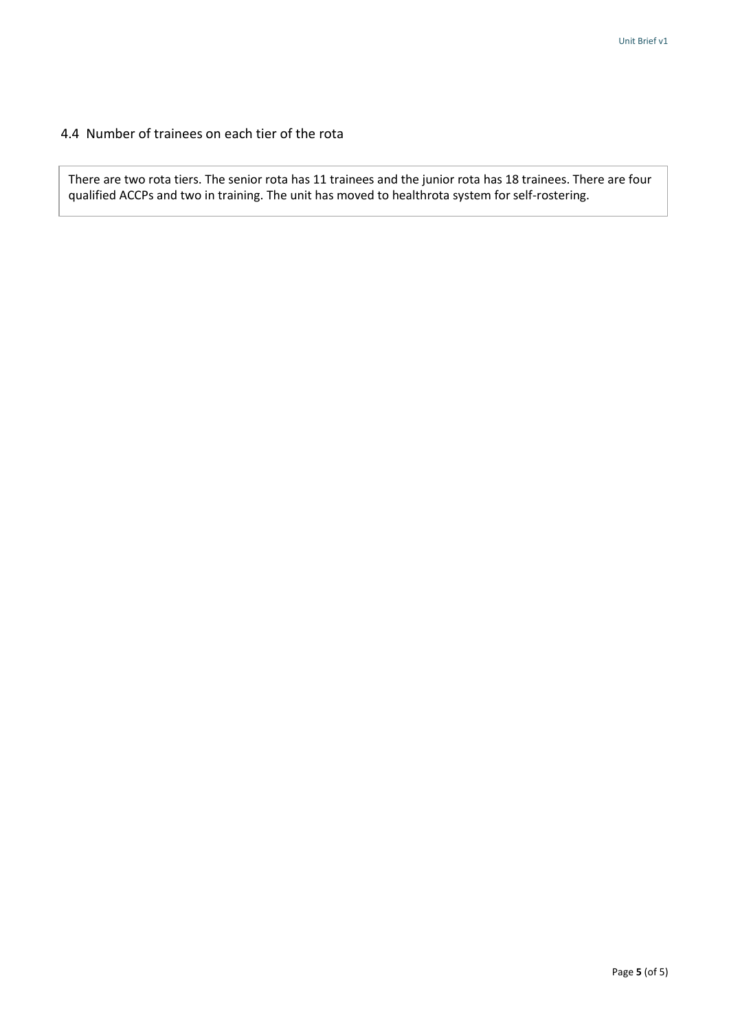## 4.4 Number of trainees on each tier of the rota

There are two rota tiers. The senior rota has 11 trainees and the junior rota has 18 trainees. There are four qualified ACCPs and two in training. The unit has moved to healthrota system for self-rostering.